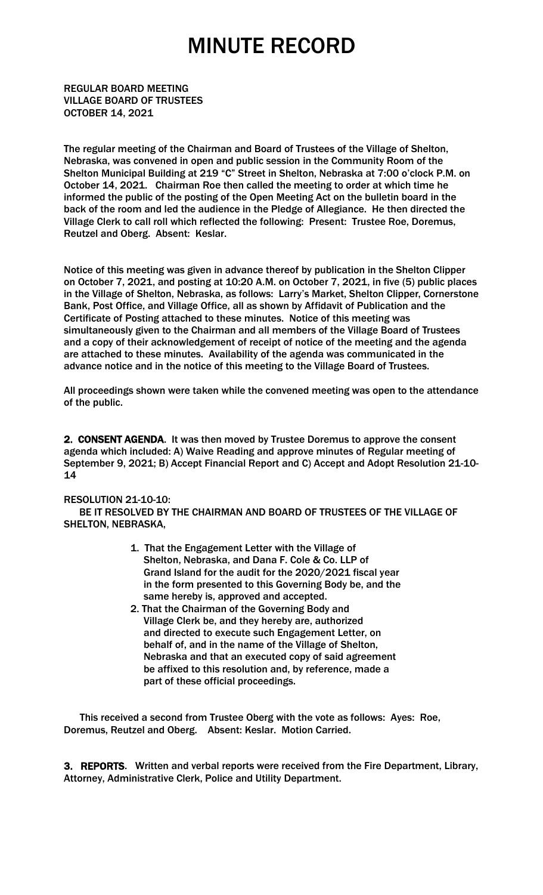# MINUTE RECORD

REGULAR BOARD MEETING
VILLAGE BOARD OF TRUSTEES
OCTOBER 14, 2021

The regular meeting of the Chairman and Board of Trustees of the Village of Shelton, Nebraska, was convened in open and public session in the Community Room of the Shelton Municipal Building at 219 "C" Street in Shelton, Nebraska at 7:00 o'clock P.M. on October 14, 2021. Chairman Roe then called the meeting to order at which time he informed the public of the posting of the Open Meeting Act on the bulletin board in the back of the room and led the audience in the Pledge of Allegiance. He then directed the Village Clerk to call roll which reflected the following: Present: Trustee Roe, Doremus, Reutzel and Oberg. Absent: Keslar.

Notice of this meeting was given in advance thereof by publication in the Shelton Clipper on October 7, 2021, and posting at 10:20 A.M. on October 7, 2021, in five (5) public places in the Village of Shelton, Nebraska, as follows: Larry's Market, Shelton Clipper, Cornerstone Bank, Post Office, and Village Office, all as shown by Affidavit of Publication and the Certificate of Posting attached to these minutes. Notice of this meeting was simultaneously given to the Chairman and all members of the Village Board of Trustees and a copy of their acknowledgement of receipt of notice of the meeting and the agenda are attached to these minutes. Availability of the agenda was communicated in the advance notice and in the notice of this meeting to the Village Board of Trustees.

All proceedings shown were taken while the convened meeting was open to the attendance of the public.

**2. CONSENT AGENDA**. It was then moved by Trustee Doremus to approve the consent agenda which included: A) Waive Reading and approve minutes of Regular meeting of September 9, 2021; B) Accept Financial Report and C) Accept and Adopt Resolution 21-10-14

RESOLUTION 21-10-10:

BE IT RESOLVED BY THE CHAIRMAN AND BOARD OF TRUSTEES OF THE VILLAGE OF SHELTON, NEBRASKA,

1. That the Engagement Letter with the Village of Shelton, Nebraska, and Dana F. Cole & Co. LLP of Grand Island for the audit for the 2020/2021 fiscal year in the form presented to this Governing Body be, and the same hereby is, approved and accepted.
2. That the Chairman of the Governing Body and Village Clerk be, and they hereby are, authorized and directed to execute such Engagement Letter, on behalf of, and in the name of the Village of Shelton, Nebraska and that an executed copy of said agreement be affixed to this resolution and, by reference, made a part of these official proceedings.

This received a second from Trustee Oberg with the vote as follows: Ayes: Roe, Doremus, Reutzel and Oberg. Absent: Keslar. Motion Carried.

**3. REPORTS**. Written and verbal reports were received from the Fire Department, Library, Attorney, Administrative Clerk, Police and Utility Department.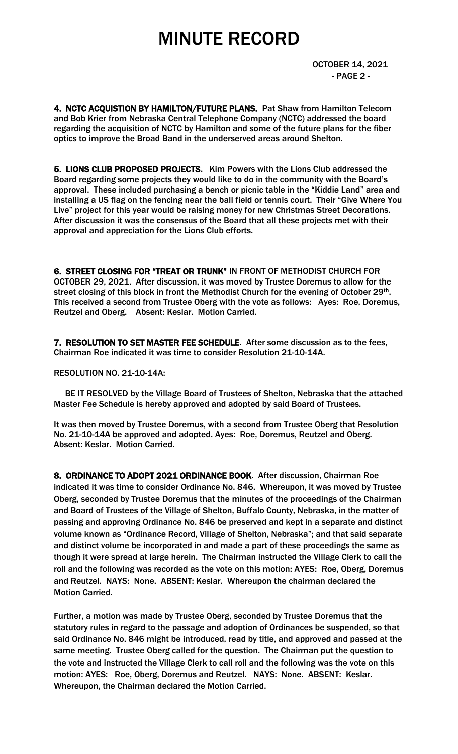# MINUTE RECORD

OCTOBER 14, 2021
- PAGE 2 -

**4. NCTC ACQUISTION BY HAMILTON/FUTURE PLANS.** Pat Shaw from Hamilton Telecom and Bob Krier from Nebraska Central Telephone Company (NCTC) addressed the board regarding the acquisition of NCTC by Hamilton and some of the future plans for the fiber optics to improve the Broad Band in the underserved areas around Shelton.

**5. LIONS CLUB PROPOSED PROJECTS.** Kim Powers with the Lions Club addressed the Board regarding some projects they would like to do in the community with the Board's approval. These included purchasing a bench or picnic table in the "Kiddie Land" area and installing a US flag on the fencing near the ball field or tennis court. Their "Give Where You Live" project for this year would be raising money for new Christmas Street Decorations. After discussion it was the consensus of the Board that all these projects met with their approval and appreciation for the Lions Club efforts.

**6. STREET CLOSING FOR "TREAT OR TRUNK" IN FRONT OF METHODIST CHURCH FOR OCTOBER 29, 2021.** After discussion, it was moved by Trustee Doremus to allow for the street closing of this block in front the Methodist Church for the evening of October 29th. This received a second from Trustee Oberg with the vote as follows: Ayes: Roe, Doremus, Reutzel and Oberg. Absent: Keslar. Motion Carried.

**7. RESOLUTION TO SET MASTER FEE SCHEDULE.** After some discussion as to the fees, Chairman Roe indicated it was time to consider Resolution 21-10-14A.

RESOLUTION NO. 21-10-14A:

BE IT RESOLVED by the Village Board of Trustees of Shelton, Nebraska that the attached Master Fee Schedule is hereby approved and adopted by said Board of Trustees.

It was then moved by Trustee Doremus, with a second from Trustee Oberg that Resolution No. 21-10-14A be approved and adopted. Ayes: Roe, Doremus, Reutzel and Oberg. Absent: Keslar. Motion Carried.

**8. ORDINANCE TO ADOPT 2021 ORDINANCE BOOK.** After discussion, Chairman Roe indicated it was time to consider Ordinance No. 846. Whereupon, it was moved by Trustee Oberg, seconded by Trustee Doremus that the minutes of the proceedings of the Chairman and Board of Trustees of the Village of Shelton, Buffalo County, Nebraska, in the matter of passing and approving Ordinance No. 846 be preserved and kept in a separate and distinct volume known as "Ordinance Record, Village of Shelton, Nebraska"; and that said separate and distinct volume be incorporated in and made a part of these proceedings the same as though it were spread at large herein. The Chairman instructed the Village Clerk to call the roll and the following was recorded as the vote on this motion: AYES: Roe, Oberg, Doremus and Reutzel. NAYS: None. ABSENT: Keslar. Whereupon the chairman declared the Motion Carried.

Further, a motion was made by Trustee Oberg, seconded by Trustee Doremus that the statutory rules in regard to the passage and adoption of Ordinances be suspended, so that said Ordinance No. 846 might be introduced, read by title, and approved and passed at the same meeting. Trustee Oberg called for the question. The Chairman put the question to the vote and instructed the Village Clerk to call roll and the following was the vote on this motion: AYES: Roe, Oberg, Doremus and Reutzel. NAYS: None. ABSENT: Keslar. Whereupon, the Chairman declared the Motion Carried.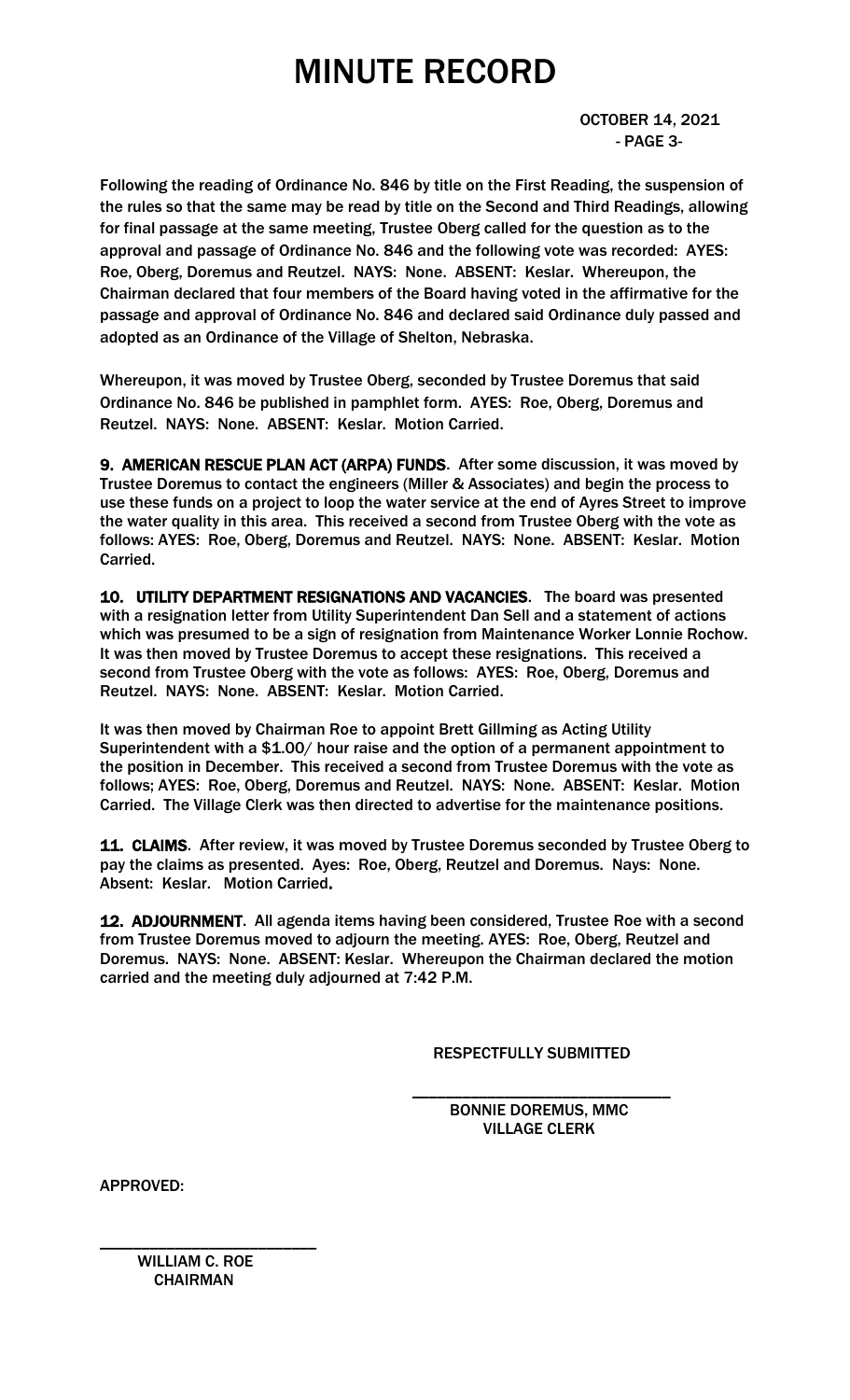Following the reading of Ordinance No. 846 by title on the First Reading, the suspension of the rules so that the same may be read by title on the Second and Third Readings, allowing for final passage at the same meeting, Trustee Oberg called for the question as to the approval and passage of Ordinance No. 846 and the following vote was recorded: AYES: Roe, Oberg, Doremus and Reutzel. NAYS: None. ABSENT: Keslar. Whereupon, the Chairman declared that four members of the Board having voted in the affirmative for the passage and approval of Ordinance No. 846 and declared said Ordinance duly passed and adopted as an Ordinance of the Village of Shelton, Nebraska.

Whereupon, it was moved by Trustee Oberg, seconded by Trustee Doremus that said Ordinance No. 846 be published in pamphlet form. AYES: Roe, Oberg, Doremus and Reutzel. NAYS: None. ABSENT: Keslar. Motion Carried.

**9. AMERICAN RESCUE PLAN ACT (ARPA) FUNDS**. After some discussion, it was moved by Trustee Doremus to contact the engineers (Miller & Associates) and begin the process to use these funds on a project to loop the water service at the end of Ayres Street to improve the water quality in this area. This received a second from Trustee Oberg with the vote as follows: AYES: Roe, Oberg, Doremus and Reutzel. NAYS: None. ABSENT: Keslar. Motion Carried.

**10. UTILITY DEPARTMENT RESIGNATIONS AND VACANCIES**. The board was presented with a resignation letter from Utility Superintendent Dan Sell and a statement of actions which was presumed to be a sign of resignation from Maintenance Worker Lonnie Rochow. It was then moved by Trustee Doremus to accept these resignations. This received a second from Trustee Oberg with the vote as follows: AYES: Roe, Oberg, Doremus and Reutzel. NAYS: None. ABSENT: Keslar. Motion Carried.

It was then moved by Chairman Roe to appoint Brett Gillming as Acting Utility Superintendent with a $1.00/ hour raise and the option of a permanent appointment to the position in December. This received a second from Trustee Doremus with the vote as follows; AYES: Roe, Oberg, Doremus and Reutzel. NAYS: None. ABSENT: Keslar. Motion Carried. The Village Clerk was then directed to advertise for the maintenance positions.

**11. CLAIMS**. After review, it was moved by Trustee Doremus seconded by Trustee Oberg to pay the claims as presented. Ayes: Roe, Oberg, Reutzel and Doremus. Nays: None. Absent: Keslar. Motion Carried.

**12. ADJOURNMENT**. All agenda items having been considered, Trustee Roe with a second from Trustee Doremus moved to adjourn the meeting. AYES: Roe, Oberg, Reutzel and Doremus. NAYS: None. ABSENT: Keslar. Whereupon the Chairman declared the motion carried and the meeting duly adjourned at 7:42 P.M.

RESPECTFULLY SUBMITTED

\_\_\_\_\_\_\_\_\_\_\_\_\_\_\_\_\_\_\_\_\_\_\_\_\_\_\_\_\_\_

BONNIE DOREMUS, MMC
VILLAGE CLERK

APPROVED:

\_\_\_\_\_\_\_\_\_\_\_\_\_\_\_\_\_\_\_\_\_\_\_\_\_\_\_\_\_\_

WILLIAM C. ROE
CHAIRMAN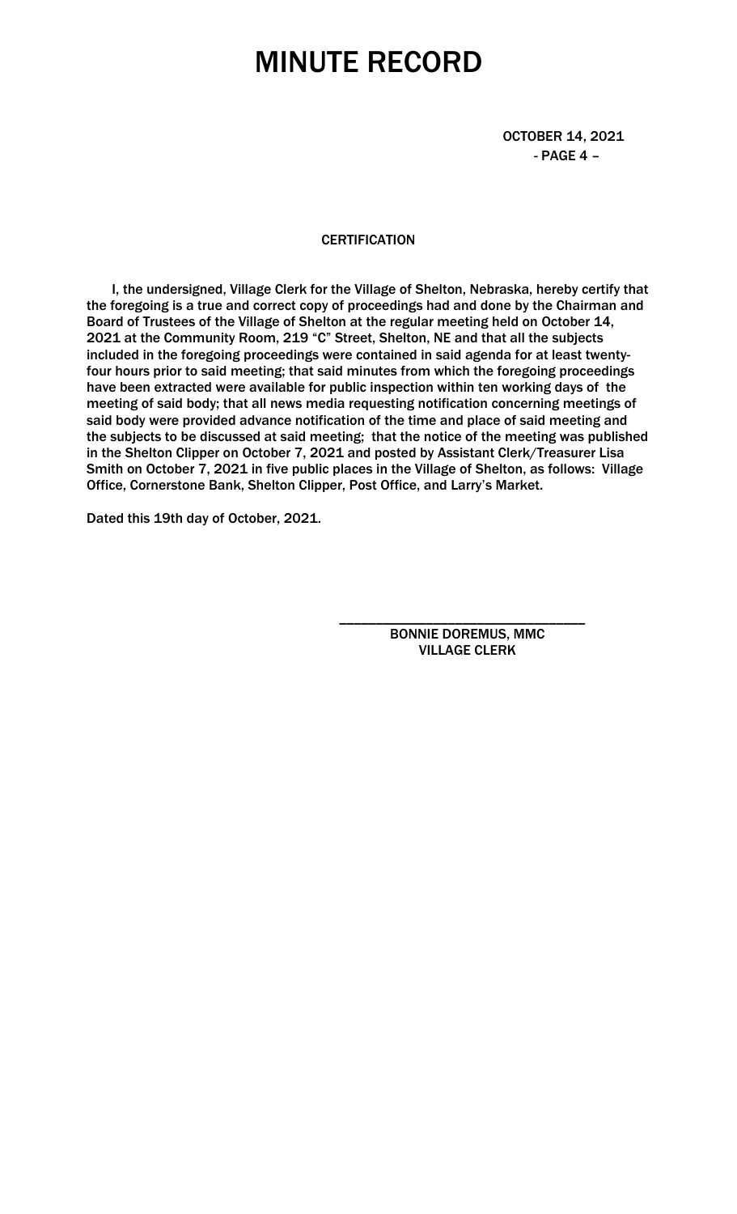# MINUTE RECORD

OCTOBER 14, 2021
- PAGE 4 –

CERTIFICATION

I, the undersigned, Village Clerk for the Village of Shelton, Nebraska, hereby certify that the foregoing is a true and correct copy of proceedings had and done by the Chairman and Board of Trustees of the Village of Shelton at the regular meeting held on October 14, 2021 at the Community Room, 219 “C” Street, Shelton, NE and that all the subjects included in the foregoing proceedings were contained in said agenda for at least twenty-four hours prior to said meeting; that said minutes from which the foregoing proceedings have been extracted were available for public inspection within ten working days of the meeting of said body; that all news media requesting notification concerning meetings of said body were provided advance notification of the time and place of said meeting and the subjects to be discussed at said meeting; that the notice of the meeting was published in the Shelton Clipper on October 7, 2021 and posted by Assistant Clerk/Treasurer Lisa Smith on October 7, 2021 in five public places in the Village of Shelton, as follows: Village Office, Cornerstone Bank, Shelton Clipper, Post Office, and Larry’s Market.

Dated this 19th day of October, 2021.

\_\_\_\_\_\_\_\_\_\_\_\_\_\_\_\_\_\_\_\_\_\_\_\_\_\_\_\_\_\_\_\_\_\_
BONNIE DOREMUS, MMC
VILLAGE CLERK